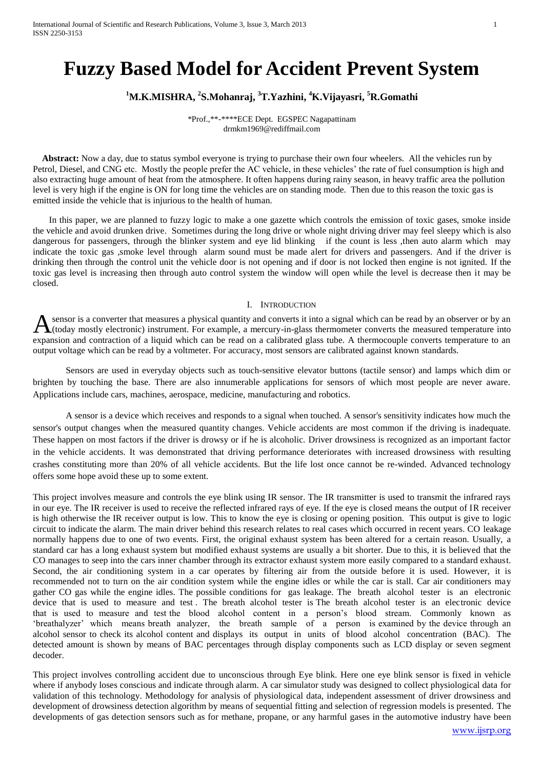# Fuzzy Based Model for Accident Prevent System

**[1]M.K.MISHRA, [2]S.Mohanraj, [3]T.Yazhini, [4]K.Vijayasri, [5]R.Gomathi**

*Prof.,**-****ECE Dept. EGSPEC Nagapattinam
drmkm1969@rediffmail.com

**Abstract:** Now a day, due to status symbol everyone is trying to purchase their own four wheelers. All the vehicles run by Petrol, Diesel, and CNG etc. Mostly the people prefer the AC vehicle, in these vehicles' the rate of fuel consumption is high and also extracting huge amount of heat from the atmosphere. It often happens during rainy season, in heavy traffic area the pollution level is very high if the engine is ON for long time the vehicles are on standing mode. Then due to this reason the toxic gas is emitted inside the vehicle that is injurious to the health of human.

In this paper, we are planned to fuzzy logic to make a one gazette which controls the emission of toxic gases, smoke inside the vehicle and avoid drunken drive. Sometimes during the long drive or whole night driving driver may feel sleepy which is also dangerous for passengers, through the blinker system and eye lid blinking if the count is less ,then auto alarm which may indicate the toxic gas ,smoke level through alarm sound must be made alert for drivers and passengers. And if the driver is drinking then through the control unit the vehicle door is not opening and if door is not locked then engine is not ignited. If the toxic gas level is increasing then through auto control system the window will open while the level is decrease then it may be closed.

## I. Introduction

A sensor is a converter that measures a physical quantity and converts it into a signal which can be read by an observer or by an (today mostly electronic) instrument. For example, a mercury-in-glass thermometer converts the measured temperature into expansion and contraction of a liquid which can be read on a calibrated glass tube. A thermocouple converts temperature to an output voltage which can be read by a voltmeter. For accuracy, most sensors are calibrated against known standards.

Sensors are used in everyday objects such as touch-sensitive elevator buttons (tactile sensor) and lamps which dim or brighten by touching the base. There are also innumerable applications for sensors of which most people are never aware. Applications include cars, machines, aerospace, medicine, manufacturing and robotics.

A sensor is a device which receives and responds to a signal when touched. A sensor's sensitivity indicates how much the sensor's output changes when the measured quantity changes. Vehicle accidents are most common if the driving is inadequate. These happen on most factors if the driver is drowsy or if he is alcoholic. Driver drowsiness is recognized as an important factor in the vehicle accidents. It was demonstrated that driving performance deteriorates with increased drowsiness with resulting crashes constituting more than 20% of all vehicle accidents. But the life lost once cannot be re-winded. Advanced technology offers some hope avoid these up to some extent.

This project involves measure and controls the eye blink using IR sensor. The IR transmitter is used to transmit the infrared rays in our eye. The IR receiver is used to receive the reflected infrared rays of eye. If the eye is closed means the output of IR receiver is high otherwise the IR receiver output is low. This to know the eye is closing or opening position. This output is give to logic circuit to indicate the alarm. The main driver behind this research relates to real cases which occurred in recent years. CO leakage normally happens due to one of two events. First, the original exhaust system has been altered for a certain reason. Usually, a standard car has a long exhaust system but modified exhaust systems are usually a bit shorter. Due to this, it is believed that the CO manages to seep into the cars inner chamber through its extractor exhaust system more easily compared to a standard exhaust. Second, the air conditioning system in a car operates by filtering air from the outside before it is used. However, it is recommended not to turn on the air condition system while the engine idles or while the car is stall. Car air conditioners may gather CO gas while the engine idles. The possible conditions for gas leakage. The breath alcohol tester is an electronic device that is used to measure and test . The breath alcohol tester is The breath alcohol tester is an electronic device that is used to measure and test the blood alcohol content in a person's blood stream. Commonly known as 'breathalyzer' which means breath analyzer, the breath sample of a person is examined by the device through an alcohol sensor to check its alcohol content and displays its output in units of blood alcohol concentration (BAC). The detected amount is shown by means of BAC percentages through display components such as LCD display or seven segment decoder.

This project involves controlling accident due to unconscious through Eye blink. Here one eye blink sensor is fixed in vehicle where if anybody loses conscious and indicate through alarm. A car simulator study was designed to collect physiological data for validation of this technology. Methodology for analysis of physiological data, independent assessment of driver drowsiness and development of drowsiness detection algorithm by means of sequential fitting and selection of regression models is presented. The developments of gas detection sensors such as for methane, propane, or any harmful gases in the automotive industry have been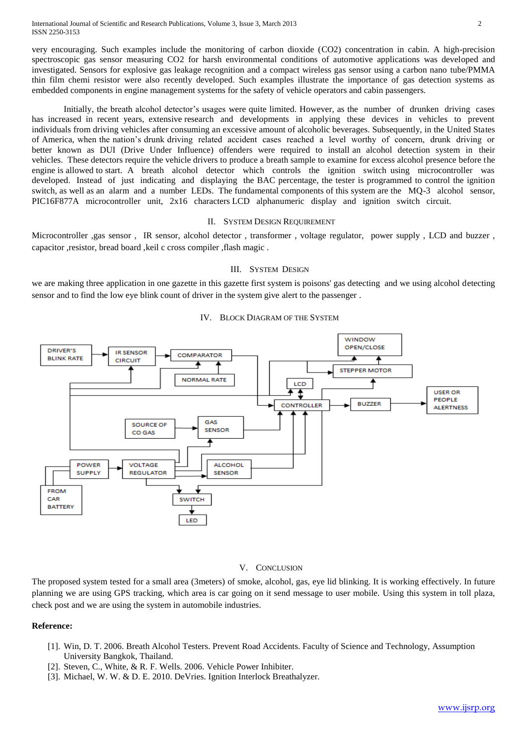very encouraging. Such examples include the monitoring of carbon dioxide ($CO_2$) concentration in cabin. A high-precision spectroscopic gas sensor measuring $CO_2$ for harsh environmental conditions of automotive applications was developed and investigated. Sensors for explosive gas leakage recognition and a compact wireless gas sensor using a carbon nano tube/PMMA thin film chemi resistor were also recently developed. Such examples illustrate the importance of gas detection systems as embedded components in engine management systems for the safety of vehicle operators and cabin passengers.

Initially, the breath alcohol detector's usages were quite limited. However, as the number of drunken driving cases has increased in recent years, extensive research and developments in applying these devices in vehicles to prevent individuals from driving vehicles after consuming an excessive amount of alcoholic beverages. Subsequently, in the United States of America, when the nation's drunk driving related accident cases reached a level worthy of concern, drunk driving or better known as DUI (Drive Under Influence) offenders were required to install an alcohol detection system in their vehicles. These detectors require the vehicle drivers to produce a breath sample to examine for excess alcohol presence before the engine is allowed to start. A breath alcohol detector which controls the ignition switch using microcontroller was developed. Instead of just indicating and displaying the BAC percentage, the tester is programmed to control the ignition switch, as well as an alarm and a number LEDs. The fundamental components of this system are the MQ-3 alcohol sensor, PIC16F877A microcontroller unit, 2x16 characters LCD alphanumeric display and ignition switch circuit.

## II. System Design Requirement

Microcontroller ,gas sensor , IR sensor, alcohol detector , transformer , voltage regulator, power supply , LCD and buzzer , capacitor ,resistor, bread board ,keil c cross compiler ,flash magic .

## III. System Design

we are making three application in one gazette in this gazette first system is poisons' gas detecting and we using alcohol detecting sensor and to find the low eye blink count of driver in the system give alert to the passenger .

## IV. Block Diagram of the System

DRIVER'S BLINK RATE → IR SENSOR CIRCUIT → COMPARATOR ← NORMAL RATE; COMPARATOR → CONTROLLER; SOURCE OF CO GAS → GAS SENSOR → CONTROLLER; ALCOHOL SENSOR → CONTROLLER; CONTROLLER ↔ LCD; CONTROLLER → STEPPER MOTOR → WINDOW OPEN/CLOSE; CONTROLLER → BUZZER → USER OR PEOPLE ALERTNESS; FROM CAR BATTERY → POWER SUPPLY → VOLTAGE REGULATOR → SWITCH → LED

## V. Conclusion

The proposed system tested for a small area (3meters) of smoke, alcohol, gas, eye lid blinking. It is working effectively. In future planning we are using GPS tracking, which area is car going on it send message to user mobile. Using this system in toll plaza, check post and we are using the system in automobile industries.

**Reference:**

[1]. Win, D. T. 2006. Breath Alcohol Testers. Prevent Road Accidents. Faculty of Science and Technology, Assumption University Bangkok, Thailand.

[2]. Steven, C., White, & R. F. Wells. 2006. Vehicle Power Inhibiter.

[3]. Michael, W. W. & D. E. 2010. DeVries. Ignition Interlock Breathalyzer.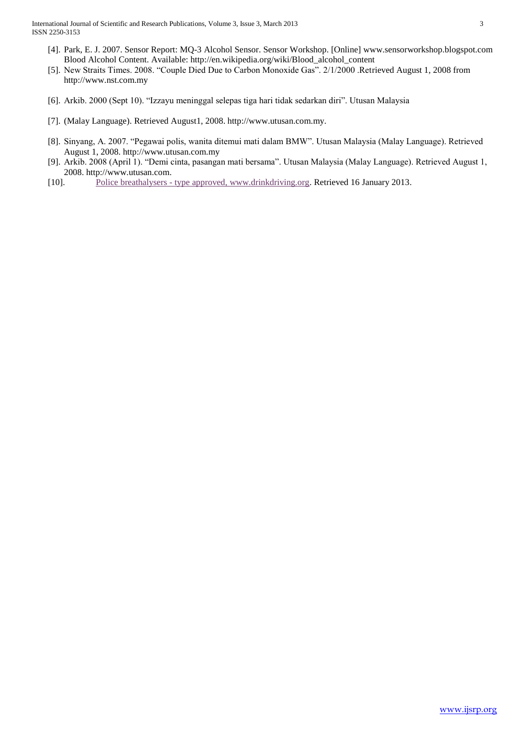[4]. Park, E. J. 2007. Sensor Report: MQ-3 Alcohol Sensor. Sensor Workshop. [Online] www.sensorworkshop.blogspot.com Blood Alcohol Content. Available: http://en.wikipedia.org/wiki/Blood_alcohol_content

[5]. New Straits Times. 2008. "Couple Died Due to Carbon Monoxide Gas". 2/1/2000 .Retrieved August 1, 2008 from http://www.nst.com.my

[6]. Arkib. 2000 (Sept 10). "Izzayu meninggal selepas tiga hari tidak sedarkan diri". Utusan Malaysia

[7]. (Malay Language). Retrieved August1, 2008. http://www.utusan.com.my.

[8]. Sinyang, A. 2007. "Pegawai polis, wanita ditemui mati dalam BMW". Utusan Malaysia (Malay Language). Retrieved August 1, 2008. http://www.utusan.com.my

[9]. Arkib. 2008 (April 1). "Demi cinta, pasangan mati bersama". Utusan Malaysia (Malay Language). Retrieved August 1, 2008. http://www.utusan.com.

[10]. Police breathalysers - type approved, www.drinkdriving.org. Retrieved 16 January 2013.